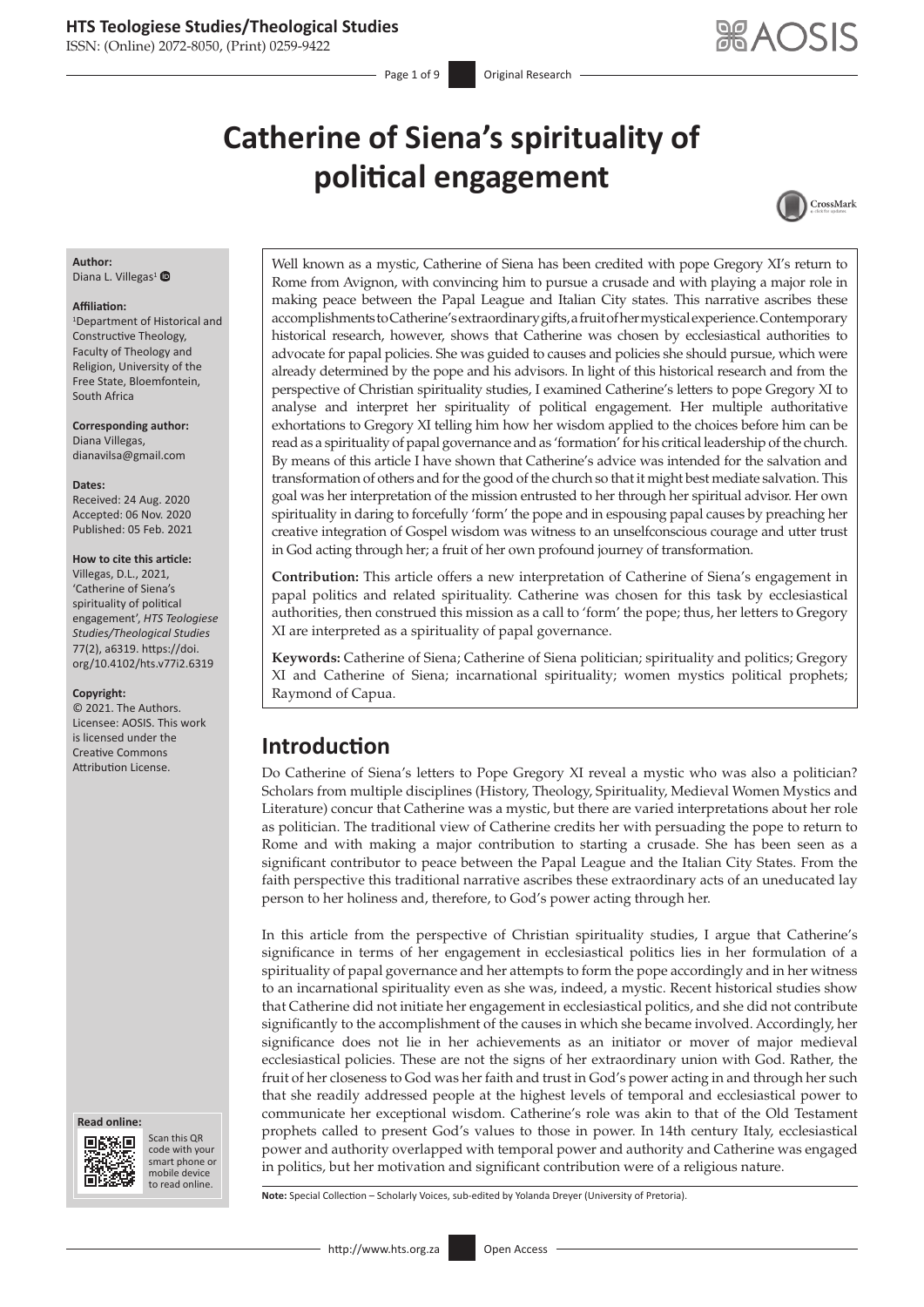# Catherine of Siena's spirituality of political engagement

**Author:**
Diana L. Villegas[1]

**Affiliation:**
[1]Department of Historical and Constructive Theology, Faculty of Theology and Religion, University of the Free State, Bloemfontein, South Africa

**Corresponding author:**
Diana Villegas,
dianavilsa@gmail.com

**Dates:**
Received: 24 Aug. 2020
Accepted: 06 Nov. 2020
Published: 05 Feb. 2021

**How to cite this article:**
Villegas, D.L., 2021, 'Catherine of Siena's spirituality of political engagement', *HTS Teologiese Studies/Theological Studies* 77(2), a6319. https://doi.org/10.4102/hts.v77i2.6319

**Copyright:**
© 2021. The Authors. Licensee: AOSIS. This work is licensed under the Creative Commons Attribution License.

Well known as a mystic, Catherine of Siena has been credited with pope Gregory XI's return to Rome from Avignon, with convincing him to pursue a crusade and with playing a major role in making peace between the Papal League and Italian City states. This narrative ascribes these accomplishments to Catherine's extraordinary gifts, a fruit of her mystical experience. Contemporary historical research, however, shows that Catherine was chosen by ecclesiastical authorities to advocate for papal policies. She was guided to causes and policies she should pursue, which were already determined by the pope and his advisors. In light of this historical research and from the perspective of Christian spirituality studies, I examined Catherine's letters to pope Gregory XI to analyse and interpret her spirituality of political engagement. Her multiple authoritative exhortations to Gregory XI telling him how her wisdom applied to the choices before him can be read as a spirituality of papal governance and as 'formation' for his critical leadership of the church. By means of this article I have shown that Catherine's advice was intended for the salvation and transformation of others and for the good of the church so that it might best mediate salvation. This goal was her interpretation of the mission entrusted to her through her spiritual advisor. Her own spirituality in daring to forcefully 'form' the pope and in espousing papal causes by preaching her creative integration of Gospel wisdom was witness to an unselfconscious courage and utter trust in God acting through her; a fruit of her own profound journey of transformation.

**Contribution:** This article offers a new interpretation of Catherine of Siena's engagement in papal politics and related spirituality. Catherine was chosen for this task by ecclesiastical authorities, then construed this mission as a call to 'form' the pope; thus, her letters to Gregory XI are interpreted as a spirituality of papal governance.

**Keywords:** Catherine of Siena; Catherine of Siena politician; spirituality and politics; Gregory XI and Catherine of Siena; incarnational spirituality; women mystics political prophets; Raymond of Capua.

## Introduction

Do Catherine of Siena's letters to Pope Gregory XI reveal a mystic who was also a politician? Scholars from multiple disciplines (History, Theology, Spirituality, Medieval Women Mystics and Literature) concur that Catherine was a mystic, but there are varied interpretations about her role as politician. The traditional view of Catherine credits her with persuading the pope to return to Rome and with making a major contribution to starting a crusade. She has been seen as a significant contributor to peace between the Papal League and the Italian City States. From the faith perspective this traditional narrative ascribes these extraordinary acts of an uneducated lay person to her holiness and, therefore, to God's power acting through her.

In this article from the perspective of Christian spirituality studies, I argue that Catherine's significance in terms of her engagement in ecclesiastical politics lies in her formulation of a spirituality of papal governance and her attempts to form the pope accordingly and in her witness to an incarnational spirituality even as she was, indeed, a mystic. Recent historical studies show that Catherine did not initiate her engagement in ecclesiastical politics, and she did not contribute significantly to the accomplishment of the causes in which she became involved. Accordingly, her significance does not lie in her achievements as an initiator or mover of major medieval ecclesiastical policies. These are not the signs of her extraordinary union with God. Rather, the fruit of her closeness to God was her faith and trust in God's power acting in and through her such that she readily addressed people at the highest levels of temporal and ecclesiastical power to communicate her exceptional wisdom. Catherine's role was akin to that of the Old Testament prophets called to present God's values to those in power. In 14th century Italy, ecclesiastical power and authority overlapped with temporal power and authority and Catherine was engaged in politics, but her motivation and significant contribution were of a religious nature.

**Note:** Special Collection – Scholarly Voices, sub-edited by Yolanda Dreyer (University of Pretoria).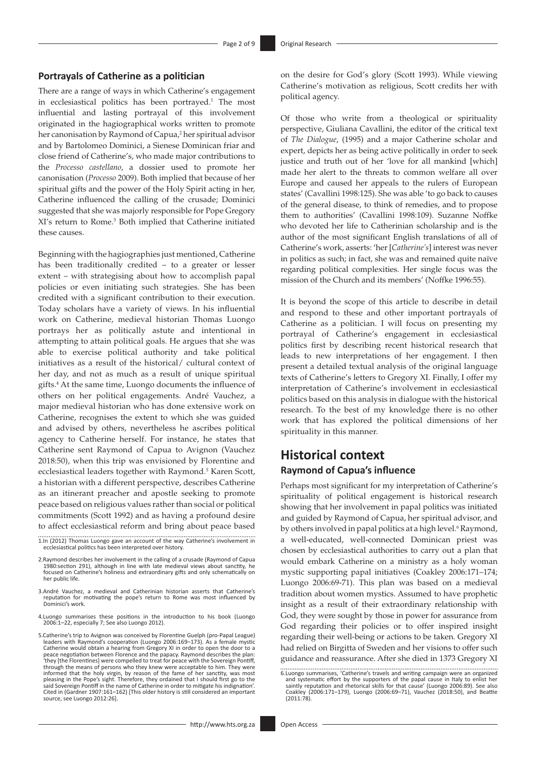## Portrayals of Catherine as a politician

There are a range of ways in which Catherine's engagement in ecclesiastical politics has been portrayed.[1] The most influential and lasting portrayal of this involvement originated in the hagiographical works written to promote her canonisation by Raymond of Capua,[2] her spiritual advisor and by Bartolomeo Dominici, a Sienese Dominican friar and close friend of Catherine's, who made major contributions to the *Processo castellano*, a dossier used to promote her canonisation (*Processo* 2009). Both implied that because of her spiritual gifts and the power of the Holy Spirit acting in her, Catherine influenced the calling of the crusade; Dominici suggested that she was majorly responsible for Pope Gregory XI's return to Rome.[3] Both implied that Catherine initiated these causes.

Beginning with the hagiographies just mentioned, Catherine has been traditionally credited – to a greater or lesser extent – with strategising about how to accomplish papal policies or even initiating such strategies. She has been credited with a significant contribution to their execution. Today scholars have a variety of views. In his influential work on Catherine, medieval historian Thomas Luongo portrays her as politically astute and intentional in attempting to attain political goals. He argues that she was able to exercise political authority and take political initiatives as a result of the historical/ cultural context of her day, and not as much as a result of unique spiritual gifts.[4] At the same time, Luongo documents the influence of others on her political engagements. André Vauchez, a major medieval historian who has done extensive work on Catherine, recognises the extent to which she was guided and advised by others, nevertheless he ascribes political agency to Catherine herself. For instance, he states that Catherine sent Raymond of Capua to Avignon (Vauchez 2018:50), when this trip was envisioned by Florentine and ecclesiastical leaders together with Raymond.[5] Karen Scott, a historian with a different perspective, describes Catherine as an itinerant preacher and apostle seeking to promote peace based on religious values rather than social or political commitments (Scott 1992) and as having a profound desire to affect ecclesiastical reform and bring about peace based on the desire for God's glory (Scott 1993). While viewing Catherine's motivation as religious, Scott credits her with political agency.

Of those who write from a theological or spirituality perspective, Giuliana Cavallini, the editor of the critical text of *The Dialogue*, (1995) and a major Catherine scholar and expert, depicts her as being active politically in order to seek justice and truth out of her 'love for all mankind [which] made her alert to the threats to common welfare all over Europe and caused her appeals to the rulers of European states' (Cavallini 1998:125). She was able 'to go back to causes of the general disease, to think of remedies, and to propose them to authorities' (Cavallini 1998:109). Suzanne Noffke who devoted her life to Catherinian scholarship and is the author of the most significant English translations of all of Catherine's work, asserts: 'her [*Catherine's*] interest was never in politics as such; in fact, she was and remained quite naïve regarding political complexities. Her single focus was the mission of the Church and its members' (Noffke 1996:55).

It is beyond the scope of this article to describe in detail and respond to these and other important portrayals of Catherine as a politician. I will focus on presenting my portrayal of Catherine's engagement in ecclesiastical politics first by describing recent historical research that leads to new interpretations of her engagement. I then present a detailed textual analysis of the original language texts of Catherine's letters to Gregory XI. Finally, I offer my interpretation of Catherine's involvement in ecclesiastical politics based on this analysis in dialogue with the historical research. To the best of my knowledge there is no other work that has explored the political dimensions of her spirituality in this manner.

# Historical context

## Raymond of Capua's influence

Perhaps most significant for my interpretation of Catherine's spirituality of political engagement is historical research showing that her involvement in papal politics was initiated and guided by Raymond of Capua, her spiritual advisor, and by others involved in papal politics at a high level.[6] Raymond, a well-educated, well-connected Dominican priest was chosen by ecclesiastical authorities to carry out a plan that would embark Catherine on a ministry as a holy woman mystic supporting papal initiatives (Coakley 2006:171–174; Luongo 2006:69-71). This plan was based on a medieval tradition about women mystics. Assumed to have prophetic insight as a result of their extraordinary relationship with God, they were sought by those in power for assurance from God regarding their policies or to offer inspired insight regarding their well-being or actions to be taken. Gregory XI had relied on Birgitta of Sweden and her visions to offer such guidance and reassurance. After she died in 1373 Gregory XI

1. In (2012) Thomas Luongo gave an account of the way Catherine's involvement in ecclesiastical politics has been interpreted over history.

2. Raymond describes her involvement in the calling of a crusade (Raymond of Capua 1980:section 291), although in line with late medieval views about sanctity, he focused on Catherine's holiness and extraordinary gifts and only schematically on her public life.

3. André Vauchez, a medieval and Catherinian historian asserts that Catherine's reputation for motivating the pope's return to Rome was most influenced by Dominici's work.

4. Luongo summarises these positions in the introduction to his book (Luongo 2006:1–22, especially 7; See also Luongo 2012).

5. Catherine's trip to Avignon was conceived by Florentine Guelph (pro-Papal League) leaders with Raymond's cooperation (Luongo 2006:169–173). As a female mystic Catherine would obtain a hearing from Gregory XI in order to open the door to a peace negotiation between Florence and the papacy. Raymond describes the plan: 'they [the Florentines] were compelled to treat for peace with the Sovereign Pontiff, through the means of persons who they knew were acceptable to him. They were informed that the holy virgin, by reason of the fame of her sanctity, was most pleasing in the Pope's sight. Therefore, they ordained that I should first go to the said Sovereign Pontiff in the name of Catherine in order to mitigate his indignation'. Cited in (Gardner 1907:161–162) [This older history is still considered an important source, see Luongo 2012:26].

6. Luongo summarises, 'Catherine's travels and writing campaign were an organized and systematic effort by the supporters of the papal cause in Italy to enlist her saintly reputation and rhetorical skills for that cause' (Luongo 2006:89). See also Coakley (2006:171–179), Luongo (2006:69–71), Vauchez (2018:50), and Beattie (2011:78).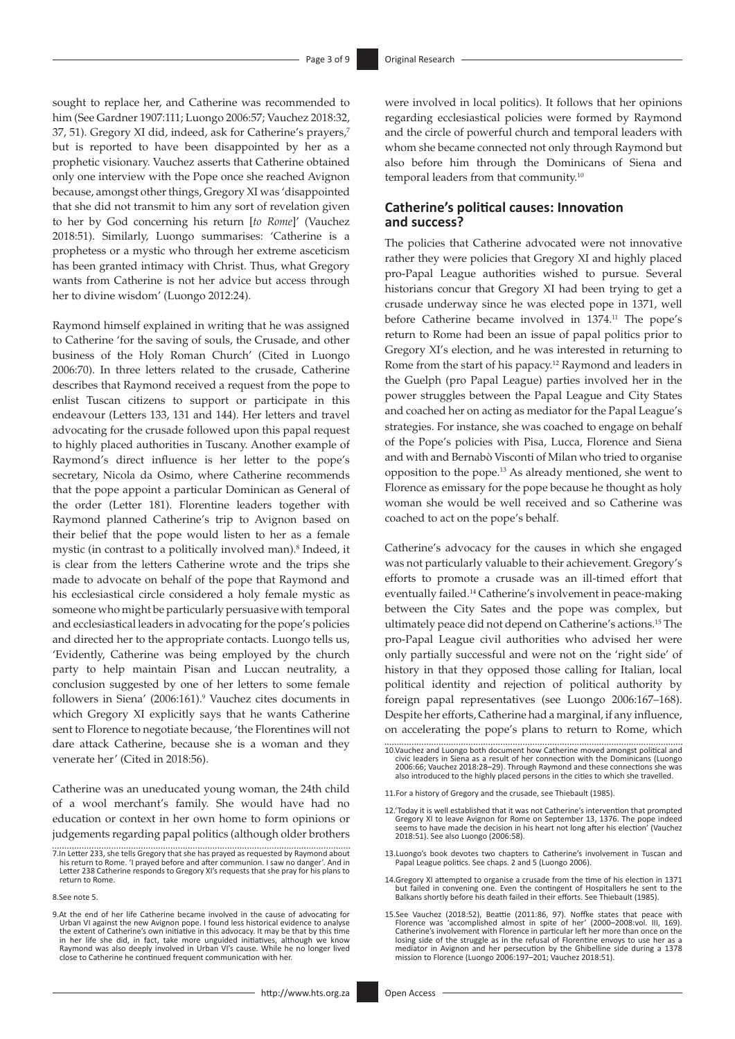sought to replace her, and Catherine was recommended to him (See Gardner 1907:111; Luongo 2006:57; Vauchez 2018:32, 37, 51). Gregory XI did, indeed, ask for Catherine's prayers,[7] but is reported to have been disappointed by her as a prophetic visionary. Vauchez asserts that Catherine obtained only one interview with the Pope once she reached Avignon because, amongst other things, Gregory XI was 'disappointed that she did not transmit to him any sort of revelation given to her by God concerning his return [*to Rome*]' (Vauchez 2018:51). Similarly, Luongo summarises: 'Catherine is a prophetess or a mystic who through her extreme asceticism has been granted intimacy with Christ. Thus, what Gregory wants from Catherine is not her advice but access through her to divine wisdom' (Luongo 2012:24).

Raymond himself explained in writing that he was assigned to Catherine 'for the saving of souls, the Crusade, and other business of the Holy Roman Church' (Cited in Luongo 2006:70). In three letters related to the crusade, Catherine describes that Raymond received a request from the pope to enlist Tuscan citizens to support or participate in this endeavour (Letters 133, 131 and 144). Her letters and travel advocating for the crusade followed upon this papal request to highly placed authorities in Tuscany. Another example of Raymond's direct influence is her letter to the pope's secretary, Nicola da Osimo, where Catherine recommends that the pope appoint a particular Dominican as General of the order (Letter 181). Florentine leaders together with Raymond planned Catherine's trip to Avignon based on their belief that the pope would listen to her as a female mystic (in contrast to a politically involved man).[8] Indeed, it is clear from the letters Catherine wrote and the trips she made to advocate on behalf of the pope that Raymond and his ecclesiastical circle considered a holy female mystic as someone who might be particularly persuasive with temporal and ecclesiastical leaders in advocating for the pope's policies and directed her to the appropriate contacts. Luongo tells us, 'Evidently, Catherine was being employed by the church party to help maintain Pisan and Luccan neutrality, a conclusion suggested by one of her letters to some female followers in Siena' (2006:161).[9] Vauchez cites documents in which Gregory XI explicitly says that he wants Catherine sent to Florence to negotiate because, 'the Florentines will not dare attack Catherine, because she is a woman and they venerate her' (Cited in 2018:56).

Catherine was an uneducated young woman, the 24th child of a wool merchant's family. She would have had no education or context in her own home to form opinions or judgements regarding papal politics (although older brothers were involved in local politics). It follows that her opinions regarding ecclesiastical policies were formed by Raymond and the circle of powerful church and temporal leaders with whom she became connected not only through Raymond but also before him through the Dominicans of Siena and temporal leaders from that community.[10]

## Catherine's political causes: Innovation and success?

The policies that Catherine advocated were not innovative rather they were policies that Gregory XI and highly placed pro-Papal League authorities wished to pursue. Several historians concur that Gregory XI had been trying to get a crusade underway since he was elected pope in 1371, well before Catherine became involved in 1374.[11] The pope's return to Rome had been an issue of papal politics prior to Gregory XI's election, and he was interested in returning to Rome from the start of his papacy.[12] Raymond and leaders in the Guelph (pro Papal League) parties involved her in the power struggles between the Papal League and City States and coached her on acting as mediator for the Papal League's strategies. For instance, she was coached to engage on behalf of the Pope's policies with Pisa, Lucca, Florence and Siena and with and Bernabò Visconti of Milan who tried to organise opposition to the pope.[13] As already mentioned, she went to Florence as emissary for the pope because he thought as holy woman she would be well received and so Catherine was coached to act on the pope's behalf.

Catherine's advocacy for the causes in which she engaged was not particularly valuable to their achievement. Gregory's efforts to promote a crusade was an ill-timed effort that eventually failed.[14] Catherine's involvement in peace-making between the City Sates and the pope was complex, but ultimately peace did not depend on Catherine's actions.[15] The pro-Papal League civil authorities who advised her were only partially successful and were not on the 'right side' of history in that they opposed those calling for Italian, local political identity and rejection of political authority by foreign papal representatives (see Luongo 2006:167–168). Despite her efforts, Catherine had a marginal, if any influence, on accelerating the pope's plans to return to Rome, which

---

7. In Letter 233, she tells Gregory that she has prayed as requested by Raymond about his return to Rome. 'I prayed before and after communion. I saw no danger'. And in Letter 238 Catherine responds to Gregory XI's requests that she pray for his plans to return to Rome.

8. See note 5.

9. At the end of her life Catherine became involved in the cause of advocating for Urban VI against the new Avignon pope. I found less historical evidence to analyse the extent of Catherine's own initiative in this advocacy. It may be that by this time in her life she did, in fact, take more unguided initiatives, although we know Raymond was also deeply involved in Urban VI's cause. While he no longer lived close to Catherine he continued frequent communication with her.

10. Vauchez and Luongo both document how Catherine moved amongst political and civic leaders in Siena as a result of her connection with the Dominicans (Luongo 2006:66; Vauchez 2018:28–29). Through Raymond and these connections she was also introduced to the highly placed persons in the cities to which she travelled.

11. For a history of Gregory and the crusade, see Thiebault (1985).

12. 'Today it is well established that it was not Catherine's intervention that prompted Gregory XI to leave Avignon for Rome on September 13, 1376. The pope indeed seems to have made the decision in his heart not long after his election' (Vauchez 2018:51). See also Luongo (2006:58).

13. Luongo's book devotes two chapters to Catherine's involvement in Tuscan and Papal League politics. See chaps. 2 and 5 (Luongo 2006).

14. Gregory XI attempted to organise a crusade from the time of his election in 1371 but failed in convening one. Even the contingent of Hospitallers he sent to the Balkans shortly before his death failed in their efforts. See Thiebault (1985).

15. See Vauchez (2018:52), Beattie (2011:86, 97). Noffke states that peace with Florence was 'accomplished almost in spite of her' (2000–2008:vol. III, 169). Catherine's involvement with Florence in particular left her more than once on the losing side of the struggle as in the refusal of Florentine envoys to use her as a mediator in Avignon and her persecution by the Ghibelline side during a 1378 mission to Florence (Luongo 2006:197–201; Vauchez 2018:51).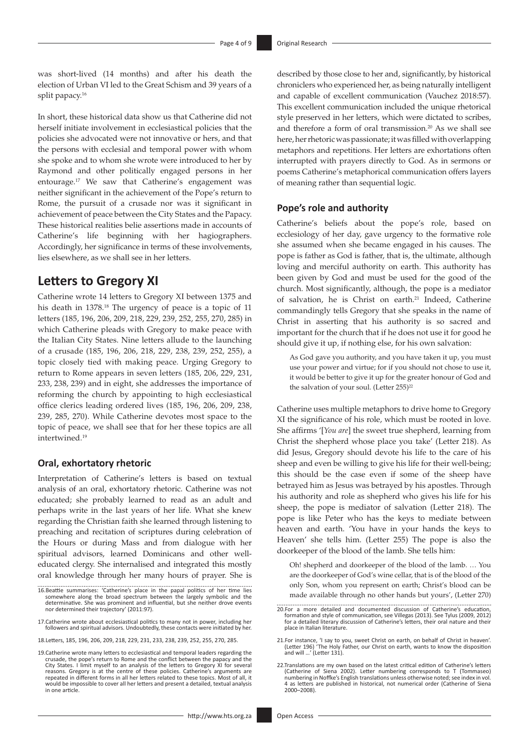was short-lived (14 months) and after his death the election of Urban VI led to the Great Schism and 39 years of a split papacy.[16]

In short, these historical data show us that Catherine did not herself initiate involvement in ecclesiastical policies that the policies she advocated were not innovative or hers, and that the persons with ecclesial and temporal power with whom she spoke and to whom she wrote were introduced to her by Raymond and other politically engaged persons in her entourage.[17] We saw that Catherine's engagement was neither significant in the achievement of the Pope's return to Rome, the pursuit of a crusade nor was it significant in achievement of peace between the City States and the Papacy. These historical realities belie assertions made in accounts of Catherine's life beginning with her hagiographers. Accordingly, her significance in terms of these involvements, lies elsewhere, as we shall see in her letters.

## Letters to Gregory XI

Catherine wrote 14 letters to Gregory XI between 1375 and his death in 1378.[18] The urgency of peace is a topic of 11 letters (185, 196, 206, 209, 218, 229, 239, 252, 255, 270, 285) in which Catherine pleads with Gregory to make peace with the Italian City States. Nine letters allude to the launching of a crusade (185, 196, 206, 218, 229, 238, 239, 252, 255), a topic closely tied with making peace. Urging Gregory to return to Rome appears in seven letters (185, 206, 229, 231, 233, 238, 239) and in eight, she addresses the importance of reforming the church by appointing to high ecclesiastical office clerics leading ordered lives (185, 196, 206, 209, 238, 239, 285, 270). While Catherine devotes most space to the topic of peace, we shall see that for her these topics are all intertwined.[19]

### Oral, exhortatory rhetoric

Interpretation of Catherine's letters is based on textual analysis of an oral, exhortatory rhetoric. Catherine was not educated; she probably learned to read as an adult and perhaps write in the last years of her life. What she knew regarding the Christian faith she learned through listening to preaching and recitation of scriptures during celebration of the Hours or during Mass and from dialogue with her spiritual advisors, learned Dominicans and other well-educated clergy. She internalised and integrated this mostly oral knowledge through her many hours of prayer. She is described by those close to her and, significantly, by historical chroniclers who experienced her, as being naturally intelligent and capable of excellent communication (Vauchez 2018:57). This excellent communication included the unique rhetorical style preserved in her letters, which were dictated to scribes, and therefore a form of oral transmission.[20] As we shall see here, her rhetoric was passionate; it was filled with overlapping metaphors and repetitions. Her letters are exhortations often interrupted with prayers directly to God. As in sermons or poems Catherine's metaphorical communication offers layers of meaning rather than sequential logic.

### Pope's role and authority

Catherine's beliefs about the pope's role, based on ecclesiology of her day, gave urgency to the formative role she assumed when she became engaged in his causes. The pope is father as God is father, that is, the ultimate, although loving and merciful authority on earth. This authority has been given by God and must be used for the good of the church. Most significantly, although, the pope is a mediator of salvation, he is Christ on earth.[21] Indeed, Catherine commandingly tells Gregory that she speaks in the name of Christ in asserting that his authority is so sacred and important for the church that if he does not use it for good he should give it up, if nothing else, for his own salvation:

> As God gave you authority, and you have taken it up, you must use your power and virtue; for if you should not chose to use it, it would be better to give it up for the greater honour of God and the salvation of your soul. (Letter 255)[22]

Catherine uses multiple metaphors to drive home to Gregory XI the significance of his role, which must be rooted in love. She affirms '[*You are*] the sweet true shepherd, learning from Christ the shepherd whose place you take' (Letter 218). As did Jesus, Gregory should devote his life to the care of his sheep and even be willing to give his life for their well-being; this should be the case even if some of the sheep have betrayed him as Jesus was betrayed by his apostles. Through his authority and role as shepherd who gives his life for his sheep, the pope is mediator of salvation (Letter 218). The pope is like Peter who has the keys to mediate between heaven and earth. 'You have in your hands the keys to Heaven' she tells him. (Letter 255) The pope is also the doorkeeper of the blood of the lamb. She tells him:

> Oh! shepherd and doorkeeper of the blood of the lamb. … You are the doorkeeper of God's wine cellar, that is of the blood of the only Son, whom you represent on earth; Christ's blood can be made available through no other hands but yours', (Letter 270)

---

16. Beattie summarises: 'Catherine's place in the papal politics of her time lies somewhere along the broad spectrum between the largely symbolic and the determinative. She was prominent and influential, but she neither drove events nor determined their trajectory' (2011:97).

17. Catherine wrote about ecclesiastical politics to many not in power, including her followers and spiritual advisors. Undoubtedly, these contacts were initiated by her.

18. Letters, 185, 196, 206, 209, 218, 229, 231, 233, 238, 239, 252, 255, 270, 285.

19. Catherine wrote many letters to ecclesiastical and temporal leaders regarding the crusade, the pope's return to Rome and the conflict between the papacy and the City States. I limit myself to an analysis of the letters to Gregory XI for several reasons. Gregory is at the centre of these policies. Catherine's arguments are repeated in different forms in all her letters related to these topics. Most of all, it would be impossible to cover all her letters and present a detailed, textual analysis in one article.

20. For a more detailed and documented discussion of Catherine's education, formation and style of communication, see Villegas (2013). See Tylus (2009, 2012) for a detailed literary discussion of Catherine's letters, their oral nature and their place in Italian literature.

21. For instance, 'I say to you, sweet Christ on earth, on behalf of Christ in heaven'. (Letter 196) 'The Holy Father, our Christ on earth, wants to know the disposition and will …' (Letter 131).

22. Translations are my own based on the latest critical edition of Catherine's letters (Catherine of Siena 2002). Letter numbering corresponds to T (Tommaseo) numbering in Noffke's English translations unless otherwise noted; see index in vol. 4 as letters are published in historical, not numerical order (Catherine of Siena 2000–2008).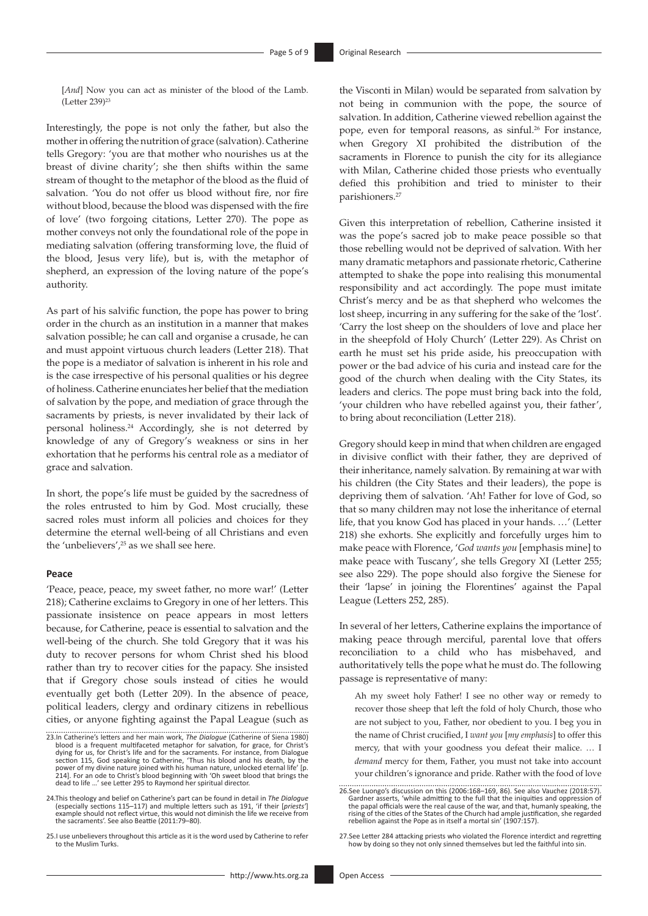[*And*] Now you can act as minister of the blood of the Lamb. (Letter 239)[23]

Interestingly, the pope is not only the father, but also the mother in offering the nutrition of grace (salvation). Catherine tells Gregory: 'you are that mother who nourishes us at the breast of divine charity'; she then shifts within the same stream of thought to the metaphor of the blood as the fluid of salvation. 'You do not offer us blood without fire, nor fire without blood, because the blood was dispensed with the fire of love' (two forgoing citations, Letter 270). The pope as mother conveys not only the foundational role of the pope in mediating salvation (offering transforming love, the fluid of the blood, Jesus very life), but is, with the metaphor of shepherd, an expression of the loving nature of the pope's authority.

As part of his salvific function, the pope has power to bring order in the church as an institution in a manner that makes salvation possible; he can call and organise a crusade, he can and must appoint virtuous church leaders (Letter 218). That the pope is a mediator of salvation is inherent in his role and is the case irrespective of his personal qualities or his degree of holiness. Catherine enunciates her belief that the mediation of salvation by the pope, and mediation of grace through the sacraments by priests, is never invalidated by their lack of personal holiness.[24] Accordingly, she is not deterred by knowledge of any of Gregory's weakness or sins in her exhortation that he performs his central role as a mediator of grace and salvation.

In short, the pope's life must be guided by the sacredness of the roles entrusted to him by God. Most crucially, these sacred roles must inform all policies and choices for they determine the eternal well-being of all Christians and even the 'unbelievers',[25] as we shall see here.

## Peace

'Peace, peace, peace, my sweet father, no more war!' (Letter 218); Catherine exclaims to Gregory in one of her letters. This passionate insistence on peace appears in most letters because, for Catherine, peace is essential to salvation and the well-being of the church. She told Gregory that it was his duty to recover persons for whom Christ shed his blood rather than try to recover cities for the papacy. She insisted that if Gregory chose souls instead of cities he would eventually get both (Letter 209). In the absence of peace, political leaders, clergy and ordinary citizens in rebellious cities, or anyone fighting against the Papal League (such as the Visconti in Milan) would be separated from salvation by not being in communion with the pope, the source of salvation. In addition, Catherine viewed rebellion against the pope, even for temporal reasons, as sinful.[26] For instance, when Gregory XI prohibited the distribution of the sacraments in Florence to punish the city for its allegiance with Milan, Catherine chided those priests who eventually defied this prohibition and tried to minister to their parishioners.[27]

Given this interpretation of rebellion, Catherine insisted it was the pope's sacred job to make peace possible so that those rebelling would not be deprived of salvation. With her many dramatic metaphors and passionate rhetoric, Catherine attempted to shake the pope into realising this monumental responsibility and act accordingly. The pope must imitate Christ's mercy and be as that shepherd who welcomes the lost sheep, incurring in any suffering for the sake of the 'lost'. 'Carry the lost sheep on the shoulders of love and place her in the sheepfold of Holy Church' (Letter 229). As Christ on earth he must set his pride aside, his preoccupation with power or the bad advice of his curia and instead care for the good of the church when dealing with the City States, its leaders and clerics. The pope must bring back into the fold, 'your children who have rebelled against you, their father', to bring about reconciliation (Letter 218).

Gregory should keep in mind that when children are engaged in divisive conflict with their father, they are deprived of their inheritance, namely salvation. By remaining at war with his children (the City States and their leaders), the pope is depriving them of salvation. 'Ah! Father for love of God, so that so many children may not lose the inheritance of eternal life, that you know God has placed in your hands. …' (Letter 218) she exhorts. She explicitly and forcefully urges him to make peace with Florence, '*God wants you* [emphasis mine] to make peace with Tuscany', she tells Gregory XI (Letter 255; see also 229). The pope should also forgive the Sienese for their 'lapse' in joining the Florentines' against the Papal League (Letters 252, 285).

In several of her letters, Catherine explains the importance of making peace through merciful, parental love that offers reconciliation to a child who has misbehaved, and authoritatively tells the pope what he must do. The following passage is representative of many:

> Ah my sweet holy Father! I see no other way or remedy to recover those sheep that left the fold of holy Church, those who are not subject to you, Father, nor obedient to you. I beg you in the name of Christ crucified, I *want you* [*my emphasis*] to offer this mercy, that with your goodness you defeat their malice. … I *demand* mercy for them, Father, you must not take into account your children's ignorance and pride. Rather with the food of love

---

23. In Catherine's letters and her main work, *The Dialogue* (Catherine of Siena 1980) blood is a frequent multifaceted metaphor for salvation, for grace, for Christ's dying for us, for Christ's life and for the sacraments. For instance, from Dialogue section 115, God speaking to Catherine, 'Thus his blood and his death, by the power of my divine nature joined with his human nature, unlocked eternal life' (p. 214]. For an ode to Christ's blood beginning with 'Oh sweet blood that brings the dead to life …' see Letter 295 to Raymond her spiritual director.

24. This theology and belief on Catherine's part can be found in detail in *The Dialogue* (especially sections 115–117) and multiple letters such as 191, 'if their [*priests'*] example should not reflect virtue, this would not diminish the life we receive from the sacraments'. See also Beattie (2011:79–80).

25. I use unbelievers throughout this article as it is the word used by Catherine to refer to the Muslim Turks.

26. See Luongo's discussion on this (2006:168–169, 86). See also Vauchez (2018:57). Gardner asserts, 'while admitting to the full that the iniquities and oppression of the papal officials were the real cause of the war, and that, humanly speaking, the rising of the cities of the States of the Church had ample justification, she regarded rebellion against the Pope as in itself a mortal sin' (1907:157).

27. See Letter 284 attacking priests who violated the Florence interdict and regretting how by doing so they not only sinned themselves but led the faithful into sin.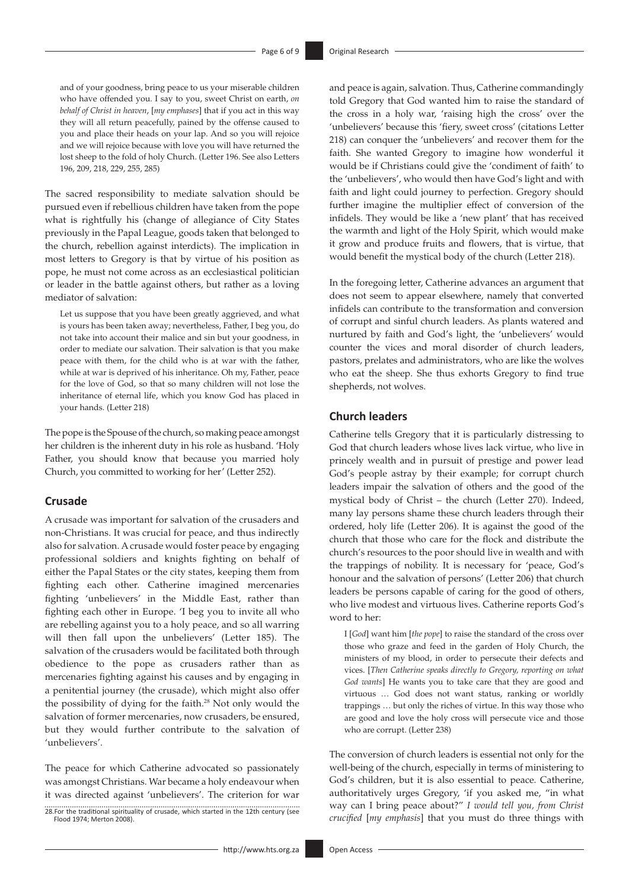> and of your goodness, bring peace to us your miserable children who have offended you. I say to you, sweet Christ on earth, *on behalf of Christ in heaven*, [*my emphases*] that if you act in this way they will all return peacefully, pained by the offense caused to you and place their heads on your lap. And so you will rejoice and we will rejoice because with love you will have returned the lost sheep to the fold of holy Church. (Letter 196. See also Letters 196, 209, 218, 229, 255, 285)

The sacred responsibility to mediate salvation should be pursued even if rebellious children have taken from the pope what is rightfully his (change of allegiance of City States previously in the Papal League, goods taken that belonged to the church, rebellion against interdicts). The implication in most letters to Gregory is that by virtue of his position as pope, he must not come across as an ecclesiastical politician or leader in the battle against others, but rather as a loving mediator of salvation:

> Let us suppose that you have been greatly aggrieved, and what is yours has been taken away; nevertheless, Father, I beg you, do not take into account their malice and sin but your goodness, in order to mediate our salvation. Their salvation is that you make peace with them, for the child who is at war with the father, while at war is deprived of his inheritance. Oh my, Father, peace for the love of God, so that so many children will not lose the inheritance of eternal life, which you know God has placed in your hands. (Letter 218)

The pope is the Spouse of the church, so making peace amongst her children is the inherent duty in his role as husband. 'Holy Father, you should know that because you married holy Church, you committed to working for her' (Letter 252).

## Crusade

A crusade was important for salvation of the crusaders and non-Christians. It was crucial for peace, and thus indirectly also for salvation. A crusade would foster peace by engaging professional soldiers and knights fighting on behalf of either the Papal States or the city states, keeping them from fighting each other. Catherine imagined mercenaries fighting 'unbelievers' in the Middle East, rather than fighting each other in Europe. 'I beg you to invite all who are rebelling against you to a holy peace, and so all warring will then fall upon the unbelievers' (Letter 185). The salvation of the crusaders would be facilitated both through obedience to the pope as crusaders rather than as mercenaries fighting against his causes and by engaging in a penitential journey (the crusade), which might also offer the possibility of dying for the faith.[28] Not only would the salvation of former mercenaries, now crusaders, be ensured, but they would further contribute to the salvation of 'unbelievers'.

The peace for which Catherine advocated so passionately was amongst Christians. War became a holy endeavour when it was directed against 'unbelievers'. The criterion for war and peace is again, salvation. Thus, Catherine commandingly told Gregory that God wanted him to raise the standard of the cross in a holy war, 'raising high the cross' over the 'unbelievers' because this 'fiery, sweet cross' (citations Letter 218) can conquer the 'unbelievers' and recover them for the faith. She wanted Gregory to imagine how wonderful it would be if Christians could give the 'condiment of faith' to the 'unbelievers', who would then have God's light and with faith and light could journey to perfection. Gregory should further imagine the multiplier effect of conversion of the infidels. They would be like a 'new plant' that has received the warmth and light of the Holy Spirit, which would make it grow and produce fruits and flowers, that is virtue, that would benefit the mystical body of the church (Letter 218).

In the foregoing letter, Catherine advances an argument that does not seem to appear elsewhere, namely that converted infidels can contribute to the transformation and conversion of corrupt and sinful church leaders. As plants watered and nurtured by faith and God's light, the 'unbelievers' would counter the vices and moral disorder of church leaders, pastors, prelates and administrators, who are like the wolves who eat the sheep. She thus exhorts Gregory to find true shepherds, not wolves.

## Church leaders

Catherine tells Gregory that it is particularly distressing to God that church leaders whose lives lack virtue, who live in princely wealth and in pursuit of prestige and power lead God's people astray by their example; for corrupt church leaders impair the salvation of others and the good of the mystical body of Christ – the church (Letter 270). Indeed, many lay persons shame these church leaders through their ordered, holy life (Letter 206). It is against the good of the church that those who care for the flock and distribute the church's resources to the poor should live in wealth and with the trappings of nobility. It is necessary for 'peace, God's honour and the salvation of persons' (Letter 206) that church leaders be persons capable of caring for the good of others, who live modest and virtuous lives. Catherine reports God's word to her:

> I [*God*] want him [*the pope*] to raise the standard of the cross over those who graze and feed in the garden of Holy Church, the ministers of my blood, in order to persecute their defects and vices. [*Then Catherine speaks directly to Gregory, reporting on what God wants*] He wants you to take care that they are good and virtuous … God does not want status, ranking or worldly trappings … but only the riches of virtue. In this way those who are good and love the holy cross will persecute vice and those who are corrupt. (Letter 238)

The conversion of church leaders is essential not only for the well-being of the church, especially in terms of ministering to God's children, but it is also essential to peace. Catherine, authoritatively urges Gregory, 'if you asked me, "in what way can I bring peace about?" *I would tell you, from Christ crucified* [*my emphasis*] that you must do three things with

28. For the traditional spirituality of crusade, which started in the 12th century (see Flood 1974; Merton 2008).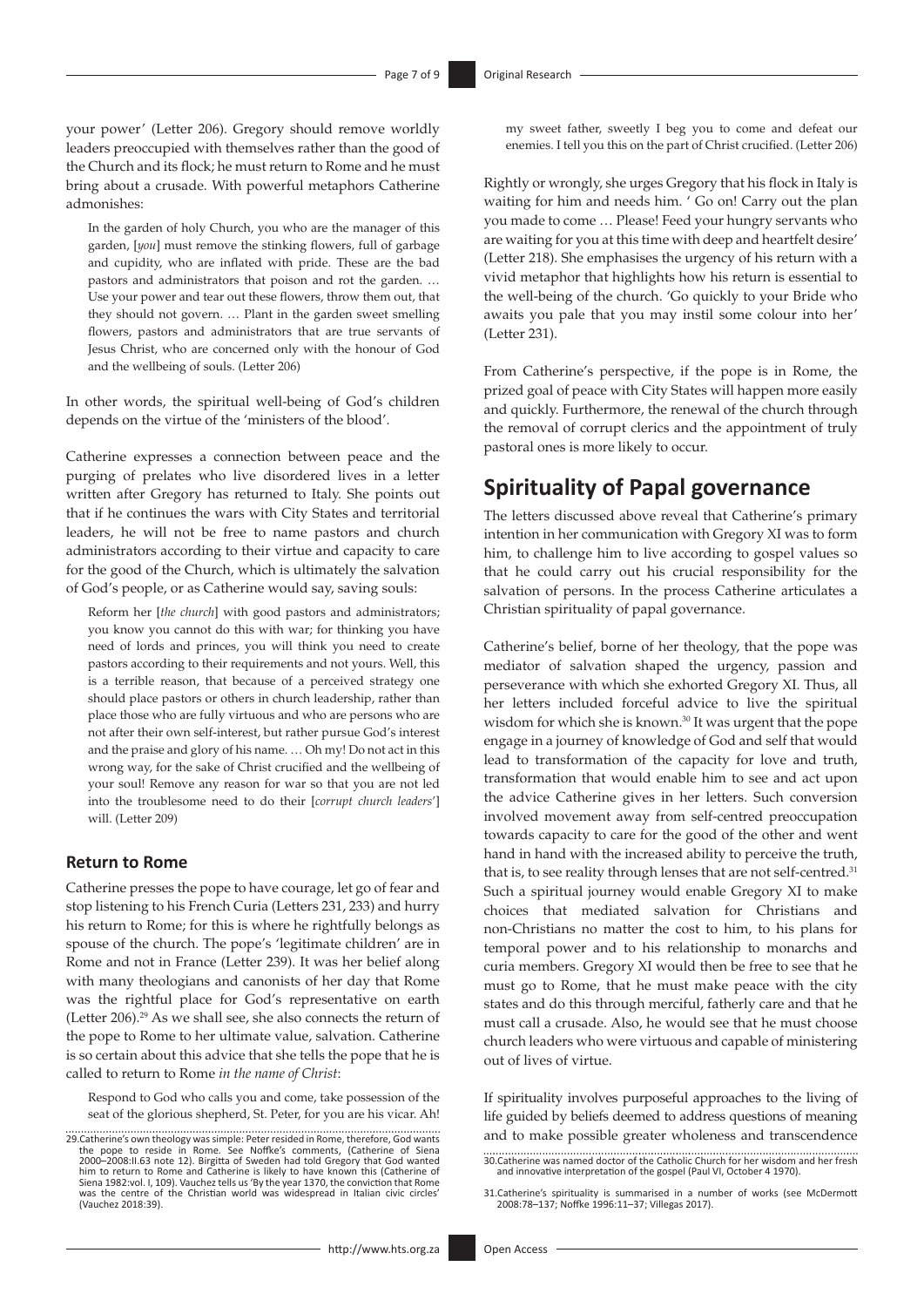your power' (Letter 206). Gregory should remove worldly leaders preoccupied with themselves rather than the good of the Church and its flock; he must return to Rome and he must bring about a crusade. With powerful metaphors Catherine admonishes:

> In the garden of holy Church, you who are the manager of this garden, [*you*] must remove the stinking flowers, full of garbage and cupidity, who are inflated with pride. These are the bad pastors and administrators that poison and rot the garden. … Use your power and tear out these flowers, throw them out, that they should not govern. … Plant in the garden sweet smelling flowers, pastors and administrators that are true servants of Jesus Christ, who are concerned only with the honour of God and the wellbeing of souls. (Letter 206)

In other words, the spiritual well-being of God's children depends on the virtue of the 'ministers of the blood'.

Catherine expresses a connection between peace and the purging of prelates who live disordered lives in a letter written after Gregory has returned to Italy. She points out that if he continues the wars with City States and territorial leaders, he will not be free to name pastors and church administrators according to their virtue and capacity to care for the good of the Church, which is ultimately the salvation of God's people, or as Catherine would say, saving souls:

> Reform her [*the church*] with good pastors and administrators; you know you cannot do this with war; for thinking you have need of lords and princes, you will think you need to create pastors according to their requirements and not yours. Well, this is a terrible reason, that because of a perceived strategy one should place pastors or others in church leadership, rather than place those who are fully virtuous and who are persons who are not after their own self-interest, but rather pursue God's interest and the praise and glory of his name. … Oh my! Do not act in this wrong way, for the sake of Christ crucified and the wellbeing of your soul! Remove any reason for war so that you are not led into the troublesome need to do their [*corrupt church leaders'*] will. (Letter 209)

### Return to Rome

Catherine presses the pope to have courage, let go of fear and stop listening to his French Curia (Letters 231, 233) and hurry his return to Rome; for this is where he rightfully belongs as spouse of the church. The pope's 'legitimate children' are in Rome and not in France (Letter 239). It was her belief along with many theologians and canonists of her day that Rome was the rightful place for God's representative on earth (Letter 206).[29] As we shall see, she also connects the return of the pope to Rome to her ultimate value, salvation. Catherine is so certain about this advice that she tells the pope that he is called to return to Rome *in the name of Christ*:

> Respond to God who calls you and come, take possession of the seat of the glorious shepherd, St. Peter, for you are his vicar. Ah! my sweet father, sweetly I beg you to come and defeat our enemies. I tell you this on the part of Christ crucified. (Letter 206)

Rightly or wrongly, she urges Gregory that his flock in Italy is waiting for him and needs him. ' Go on! Carry out the plan you made to come … Please! Feed your hungry servants who are waiting for you at this time with deep and heartfelt desire' (Letter 218). She emphasises the urgency of his return with a vivid metaphor that highlights how his return is essential to the well-being of the church. 'Go quickly to your Bride who awaits you pale that you may instil some colour into her' (Letter 231).

From Catherine's perspective, if the pope is in Rome, the prized goal of peace with City States will happen more easily and quickly. Furthermore, the renewal of the church through the removal of corrupt clerics and the appointment of truly pastoral ones is more likely to occur.

## Spirituality of Papal governance

The letters discussed above reveal that Catherine's primary intention in her communication with Gregory XI was to form him, to challenge him to live according to gospel values so that he could carry out his crucial responsibility for the salvation of persons. In the process Catherine articulates a Christian spirituality of papal governance.

Catherine's belief, borne of her theology, that the pope was mediator of salvation shaped the urgency, passion and perseverance with which she exhorted Gregory XI. Thus, all her letters included forceful advice to live the spiritual wisdom for which she is known.[30] It was urgent that the pope engage in a journey of knowledge of God and self that would lead to transformation of the capacity for love and truth, transformation that would enable him to see and act upon the advice Catherine gives in her letters. Such conversion involved movement away from self-centred preoccupation towards capacity to care for the good of the other and went hand in hand with the increased ability to perceive the truth, that is, to see reality through lenses that are not self-centred.[31] Such a spiritual journey would enable Gregory XI to make choices that mediated salvation for Christians and non-Christians no matter the cost to him, to his plans for temporal power and to his relationship to monarchs and curia members. Gregory XI would then be free to see that he must go to Rome, that he must make peace with the city states and do this through merciful, fatherly care and that he must call a crusade. Also, he would see that he must choose church leaders who were virtuous and capable of ministering out of lives of virtue.

If spirituality involves purposeful approaches to the living of life guided by beliefs deemed to address questions of meaning and to make possible greater wholeness and transcendence

29. Catherine's own theology was simple: Peter resided in Rome, therefore, God wants the pope to reside in Rome. See Noffke's comments, (Catherine of Siena 2000–2008:II.63 note 12). Birgitta of Sweden had told Gregory that God wanted him to return to Rome and Catherine is likely to have known this (Catherine of Siena 1982:vol. I, 109). Vauchez tells us 'By the year 1370, the conviction that Rome was the centre of the Christian world was widespread in Italian civic circles' (Vauchez 2018:39).

30. Catherine was named doctor of the Catholic Church for her wisdom and her fresh and innovative interpretation of the gospel (Paul VI, October 4 1970).

31. Catherine's spirituality is summarised in a number of works (see McDermott 2008:78–137; Noffke 1996:11–37; Villegas 2017).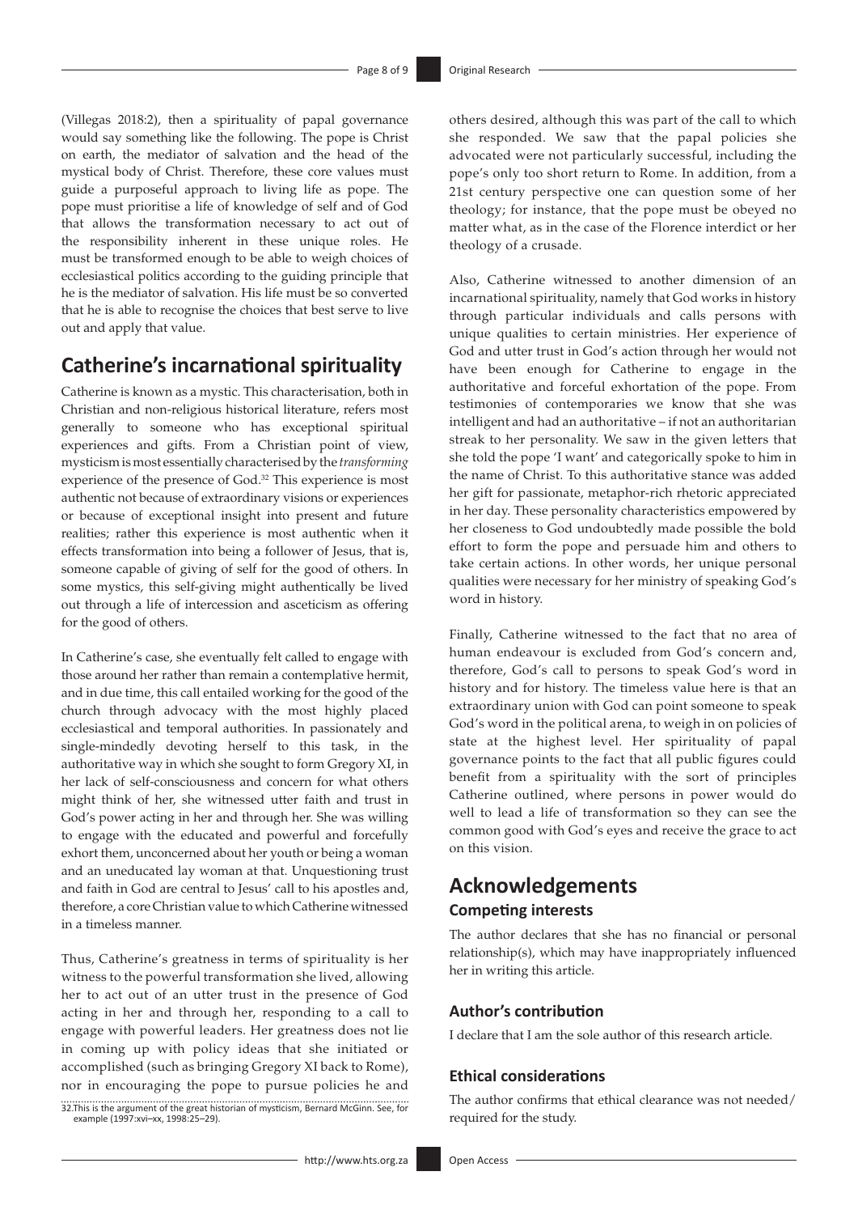(Villegas 2018:2), then a spirituality of papal governance would say something like the following. The pope is Christ on earth, the mediator of salvation and the head of the mystical body of Christ. Therefore, these core values must guide a purposeful approach to living life as pope. The pope must prioritise a life of knowledge of self and of God that allows the transformation necessary to act out of the responsibility inherent in these unique roles. He must be transformed enough to be able to weigh choices of ecclesiastical politics according to the guiding principle that he is the mediator of salvation. His life must be so converted that he is able to recognise the choices that best serve to live out and apply that value.

## Catherine's incarnational spirituality

Catherine is known as a mystic. This characterisation, both in Christian and non-religious historical literature, refers most generally to someone who has exceptional spiritual experiences and gifts. From a Christian point of view, mysticism is most essentially characterised by the *transforming* experience of the presence of God.[32] This experience is most authentic not because of extraordinary visions or experiences or because of exceptional insight into present and future realities; rather this experience is most authentic when it effects transformation into being a follower of Jesus, that is, someone capable of giving of self for the good of others. In some mystics, this self-giving might authentically be lived out through a life of intercession and asceticism as offering for the good of others.

In Catherine's case, she eventually felt called to engage with those around her rather than remain a contemplative hermit, and in due time, this call entailed working for the good of the church through advocacy with the most highly placed ecclesiastical and temporal authorities. In passionately and single-mindedly devoting herself to this task, in the authoritative way in which she sought to form Gregory XI, in her lack of self-consciousness and concern for what others might think of her, she witnessed utter faith and trust in God's power acting in her and through her. She was willing to engage with the educated and powerful and forcefully exhort them, unconcerned about her youth or being a woman and an uneducated lay woman at that. Unquestioning trust and faith in God are central to Jesus' call to his apostles and, therefore, a core Christian value to which Catherine witnessed in a timeless manner.

Thus, Catherine's greatness in terms of spirituality is her witness to the powerful transformation she lived, allowing her to act out of an utter trust in the presence of God acting in her and through her, responding to a call to engage with powerful leaders. Her greatness does not lie in coming up with policy ideas that she initiated or accomplished (such as bringing Gregory XI back to Rome), nor in encouraging the pope to pursue policies he and others desired, although this was part of the call to which she responded. We saw that the papal policies she advocated were not particularly successful, including the pope's only too short return to Rome. In addition, from a 21st century perspective one can question some of her theology; for instance, that the pope must be obeyed no matter what, as in the case of the Florence interdict or her theology of a crusade.

Also, Catherine witnessed to another dimension of an incarnational spirituality, namely that God works in history through particular individuals and calls persons with unique qualities to certain ministries. Her experience of God and utter trust in God's action through her would not have been enough for Catherine to engage in the authoritative and forceful exhortation of the pope. From testimonies of contemporaries we know that she was intelligent and had an authoritative – if not an authoritarian streak to her personality. We saw in the given letters that she told the pope 'I want' and categorically spoke to him in the name of Christ. To this authoritative stance was added her gift for passionate, metaphor-rich rhetoric appreciated in her day. These personality characteristics empowered by her closeness to God undoubtedly made possible the bold effort to form the pope and persuade him and others to take certain actions. In other words, her unique personal qualities were necessary for her ministry of speaking God's word in history.

Finally, Catherine witnessed to the fact that no area of human endeavour is excluded from God's concern and, therefore, God's call to persons to speak God's word in history and for history. The timeless value here is that an extraordinary union with God can point someone to speak God's word in the political arena, to weigh in on policies of state at the highest level. Her spirituality of papal governance points to the fact that all public figures could benefit from a spirituality with the sort of principles Catherine outlined, where persons in power would do well to lead a life of transformation so they can see the common good with God's eyes and receive the grace to act on this vision.

## Acknowledgements

### Competing interests

The author declares that she has no financial or personal relationship(s), which may have inappropriately influenced her in writing this article.

### Author's contribution

I declare that I am the sole author of this research article.

### Ethical considerations

The author confirms that ethical clearance was not needed/required for the study.

32. This is the argument of the great historian of mysticism, Bernard McGinn. See, for example (1997:xvi–xx, 1998:25–29).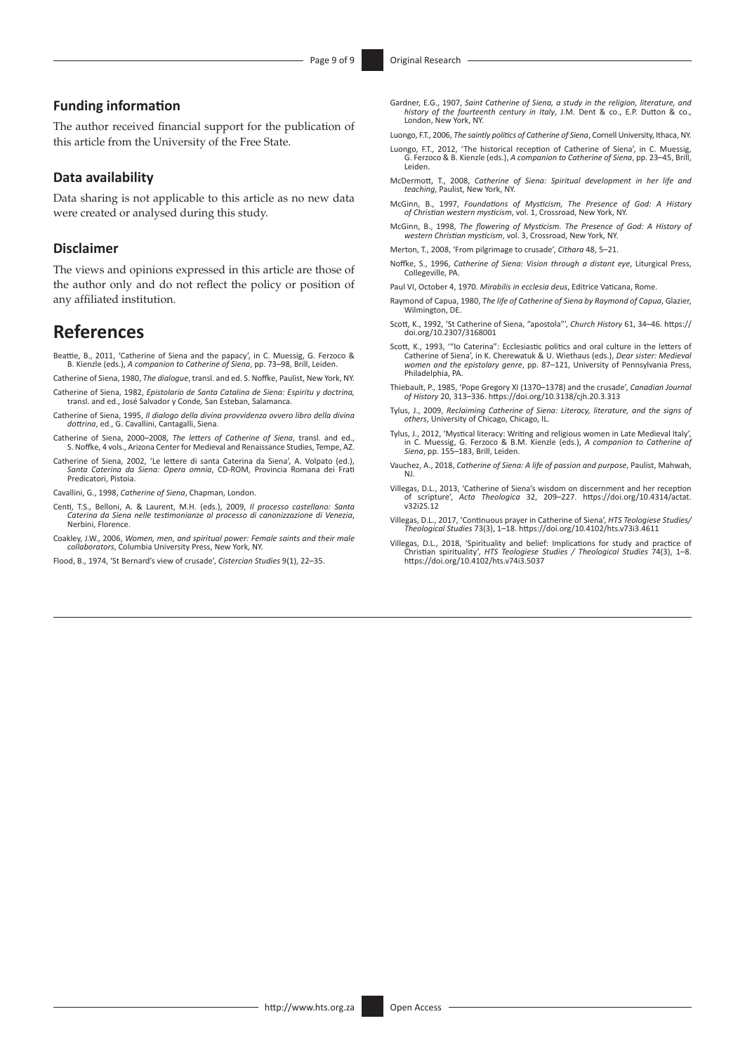## Funding information

The author received financial support for the publication of this article from the University of the Free State.

## Data availability

Data sharing is not applicable to this article as no new data were created or analysed during this study.

## Disclaimer

The views and opinions expressed in this article are those of the author only and do not reflect the policy or position of any affiliated institution.

# References

Beattie, B., 2011, 'Catherine of Siena and the papacy', in C. Muessig, G. Ferzoco & B. Kienzle (eds.), *A companion to Catherine of Siena*, pp. 73–98, Brill, Leiden.

Catherine of Siena, 1980, *The dialogue*, transl. and ed. S. Noffke, Paulist, New York, NY.

Catherine of Siena, 1982, *Epistolario de Santa Catalina de Siena: Espiritu y doctrina,* transl. and ed., José Salvador y Conde*,* San Esteban, Salamanca.

Catherine of Siena, 1995, *Il dialogo della divina provvidenza ovvero libro della divina dottrina*, ed., G. Cavallini, Cantagalli, Siena.

Catherine of Siena, 2000–2008, *The letters of Catherine of Siena*, transl. and ed., S. Noffke, 4 vols., Arizona Center for Medieval and Renaissance Studies, Tempe, AZ.

Catherine of Siena, 2002, 'Le lettere di santa Caterina da Siena', A. Volpato (ed.), *Santa Caterina da Siena: Opera omnia*, CD-ROM, Provincia Romana dei Frati Predicatori, Pistoia.

Cavallini, G., 1998, *Catherine of Siena*, Chapman, London.

Centi, T.S., Belloni, A. & Laurent, M.H. (eds.), 2009, *Il processo castellano: Santa Caterina da Siena nelle testimonianze al processo di canonizzazione di Venezia*, Nerbini, Florence.

Coakley, J.W., 2006, *Women, men, and spiritual power: Female saints and their male collaborators*, Columbia University Press, New York, NY.

Flood, B., 1974, 'St Bernard's view of crusade', *Cistercian Studies* 9(1), 22–35.

Gardner, E.G., 1907, *Saint Catherine of Siena, a study in the religion, literature, and history of the fourteenth century in Italy*, J.M. Dent & co., E.P. Dutton & co., London, New York, NY.

Luongo, F.T., 2006, *The saintly politics of Catherine of Siena*, Cornell University, Ithaca, NY.

Luongo, F.T., 2012, 'The historical reception of Catherine of Siena', in C. Muessig, G. Ferzoco & B. Kienzle (eds.), *A companion to Catherine of Siena*, pp. 23–45, Brill, Leiden.

McDermott, T., 2008, *Catherine of Siena: Spiritual development in her life and teaching*, Paulist, New York, NY.

McGinn, B., 1997, *Foundations of Mysticism, The Presence of God: A History of Christian western mysticism*, vol. 1, Crossroad, New York, NY.

McGinn, B., 1998, *The flowering of Mysticism. The Presence of God: A History of western Christian mysticism*, vol. 3, Crossroad, New York, NY.

Merton, T., 2008, 'From pilgrimage to crusade', *Cithara* 48, 5–21.

Noffke, S., 1996, *Catherine of Siena: Vision through a distant eye*, Liturgical Press, Collegeville, PA.

Paul VI, October 4, 1970. *Mirabilis in ecclesia deus*, Editrice Vaticana, Rome.

Raymond of Capua, 1980, *The life of Catherine of Siena by Raymond of Capua*, Glazier, Wilmington, DE.

Scott, K., 1992, 'St Catherine of Siena, "apostola"', *Church History* 61, 34–46. https://doi.org/10.2307/3168001

Scott, K., 1993, '"Io Caterina": Ecclesiastic politics and oral culture in the letters of Catherine of Siena', in K. Cherewatuk & U. Wiethaus (eds.), *Dear sister: Medieval women and the epistolary genre*, pp. 87–121, University of Pennsylvania Press, Philadelphia, PA.

Thiebault, P., 1985, 'Pope Gregory XI (1370–1378) and the crusade', *Canadian Journal of History* 20, 313–336. https://doi.org/10.3138/cjh.20.3.313

Tylus, J., 2009, *Reclaiming Catherine of Siena: Literacy, literature, and the signs of others*, University of Chicago, Chicago, IL.

Tylus, J., 2012, 'Mystical literacy: Writing and religious women in Late Medieval Italy', in C. Muessig, G. Ferzoco & B.M. Kienzle (eds.), *A companion to Catherine of Siena*, pp. 155–183, Brill, Leiden.

Vauchez, A., 2018, *Catherine of Siena: A life of passion and purpose*, Paulist, Mahwah, NJ.

Villegas, D.L., 2013, 'Catherine of Siena's wisdom on discernment and her reception of scripture', *Acta Theologica* 32, 209–227. https://doi.org/10.4314/actat.v32i2S.12

Villegas, D.L., 2017, 'Continuous prayer in Catherine of Siena', *HTS Teologiese Studies/Theological Studies* 73(3), 1–18. https://doi.org/10.4102/hts.v73i3.4611

Villegas, D.L., 2018, 'Spirituality and belief: Implications for study and practice of Christian spirituality', *HTS Teologiese Studies / Theological Studies* 74(3), 1–8. https://doi.org/10.4102/hts.v74i3.5037